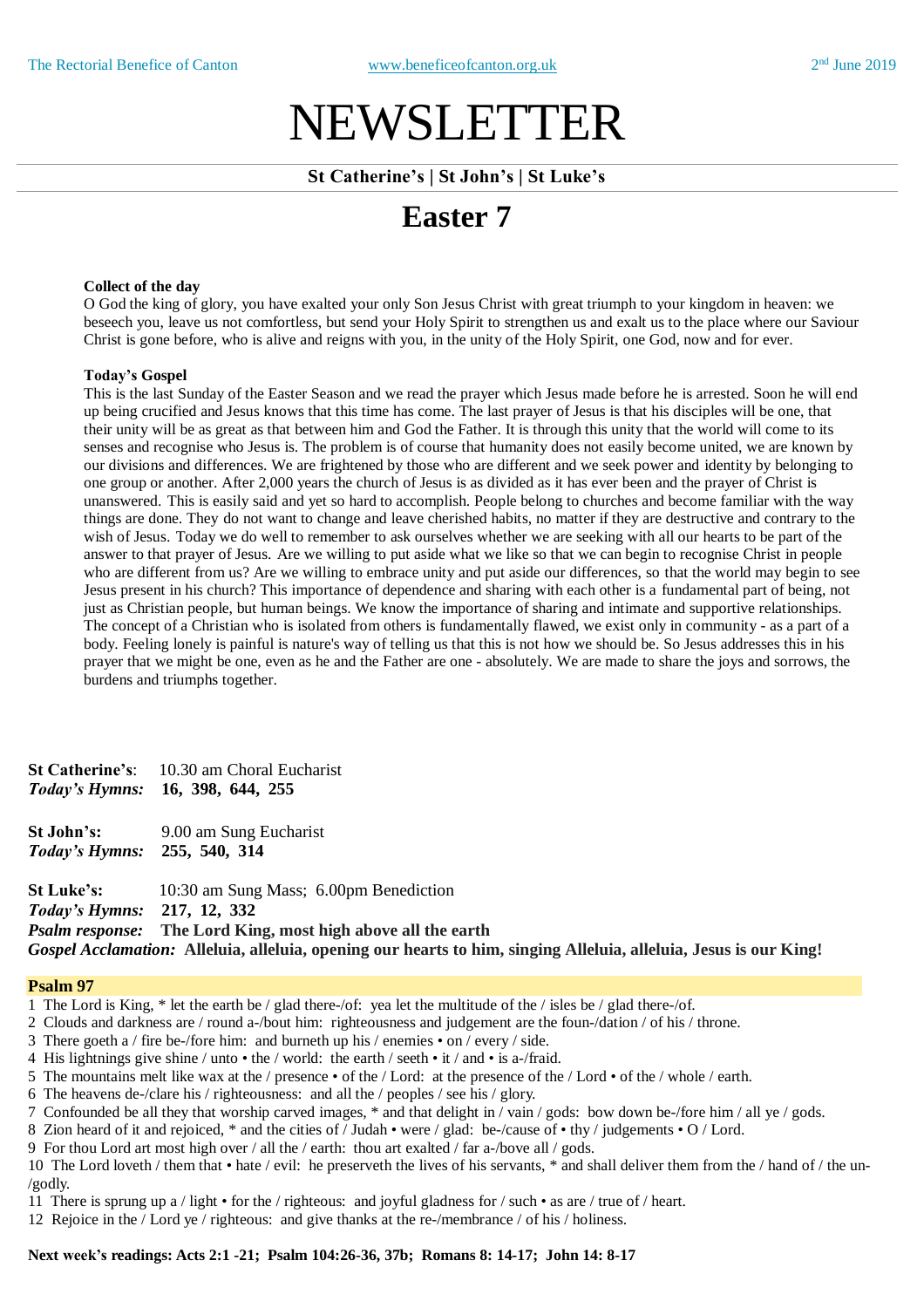# NEWSLETTER

**St Catherine's | St John's | St Luke's**

# Easter 7

**Collect of the day**

O God the king of glory, you have exalted your only Son Jesus Christ with great triumph to your kingdom in heaven: we beseech you, leave us not comfortless, but send your Holy Spirit to strengthen us and exalt us to the place where our Saviour Christ is gone before, who is alive and reigns with you, in the unity of the Holy Spirit, one God, now and for ever.

**Today's Gospel**

This is the last Sunday of the Easter Season and we read the prayer which Jesus made before he is arrested. Soon he will end up being crucified and Jesus knows that this time has come. The last prayer of Jesus is that his disciples will be one, that their unity will be as great as that between him and God the Father. It is through this unity that the world will come to its senses and recognise who Jesus is. The problem is of course that humanity does not easily become united, we are known by our divisions and differences. We are frightened by those who are different and we seek power and identity by belonging to one group or another. After 2,000 years the church of Jesus is as divided as it has ever been and the prayer of Christ is unanswered. This is easily said and yet so hard to accomplish. People belong to churches and become familiar with the way things are done. They do not want to change and leave cherished habits, no matter if they are destructive and contrary to the wish of Jesus. Today we do well to remember to ask ourselves whether we are seeking with all our hearts to be part of the answer to that prayer of Jesus. Are we willing to put aside what we like so that we can begin to recognise Christ in people who are different from us? Are we willing to embrace unity and put aside our differences, so that the world may begin to see Jesus present in his church? This importance of dependence and sharing with each other is a fundamental part of being, not just as Christian people, but human beings. We know the importance of sharing and intimate and supportive relationships. The concept of a Christian who is isolated from others is fundamentally flawed, we exist only in community - as a part of a body. Feeling lonely is painful is nature's way of telling us that this is not how we should be. So Jesus addresses this in his prayer that we might be one, even as he and the Father are one - absolutely. We are made to share the joys and sorrows, the burdens and triumphs together.

**St Catherine's**: 10.30 am Choral Eucharist
***Today's Hymns:*** **16, 398, 644, 255**

**St John's:** 9.00 am Sung Eucharist
***Today's Hymns:*** **255, 540, 314**

**St Luke's:** 10:30 am Sung Mass; 6.00pm Benediction
***Today's Hymns:*** **217, 12, 332**
***Psalm response:*** **The Lord King, most high above all the earth**
***Gospel Acclamation:*** **Alleluia, alleluia, opening our hearts to him, singing Alleluia, alleluia, Jesus is our King!**

**Psalm 97**

1 The Lord is King, * let the earth be / glad there-/of: yea let the multitude of the / isles be / glad there-/of.
2 Clouds and darkness are / round a-/bout him: righteousness and judgement are the foun-/dation / of his / throne.
3 There goeth a / fire be-/fore him: and burneth up his / enemies • on / every / side.
4 His lightnings give shine / unto • the / world: the earth / seeth • it / and • is a-/fraid.
5 The mountains melt like wax at the / presence • of the / Lord: at the presence of the / Lord • of the / whole / earth.
6 The heavens de-/clare his / righteousness: and all the / peoples / see his / glory.
7 Confounded be all they that worship carved images, * and that delight in / vain / gods: bow down be-/fore him / all ye / gods.
8 Zion heard of it and rejoiced, * and the cities of / Judah • were / glad: be-/cause of • thy / judgements • O / Lord.
9 For thou Lord art most high over / all the / earth: thou art exalted / far a-/bove all / gods.
10 The Lord loveth / them that • hate / evil: he preserveth the lives of his servants, * and shall deliver them from the / hand of / the un-/godly.
11 There is sprung up a / light • for the / righteous: and joyful gladness for / such • as are / true of / heart.
12 Rejoice in the / Lord ye / righteous: and give thanks at the re-/membrance / of his / holiness.

**Next week's readings: Acts 2:1 -21; Psalm 104:26-36, 37b; Romans 8: 14-17; John 14: 8-17**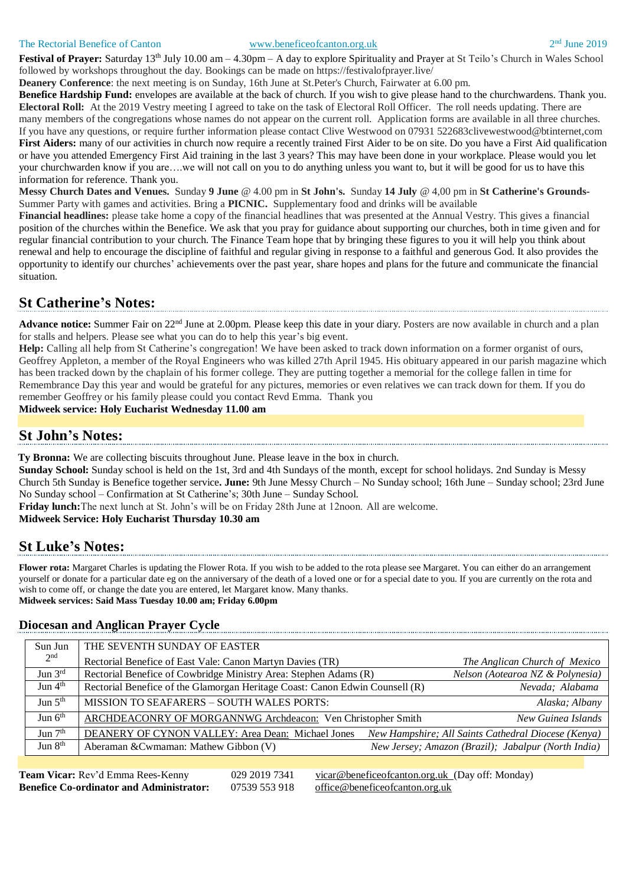**Festival of Prayer:** Saturday 13th July 10.00 am – 4.30pm – A day to explore Spirituality and Prayer at St Teilo's Church in Wales School followed by workshops throughout the day. Bookings can be made on https://festivalofprayer.live/

**Deanery Conference**: the next meeting is on Sunday, 16th June at St.Peter's Church, Fairwater at 6.00 pm.

**Benefice Hardship Fund:** envelopes are available at the back of church. If you wish to give please hand to the churchwardens. Thank you.

**Electoral Roll:** At the 2019 Vestry meeting I agreed to take on the task of Electoral Roll Officer. The roll needs updating. There are many members of the congregations whose names do not appear on the current roll. Application forms are available in all three churches. If you have any questions, or require further information please contact Clive Westwood on 07931 522683clivewestwood@btinternet,com

**First Aiders:** many of our activities in church now require a recently trained First Aider to be on site. Do you have a First Aid qualification or have you attended Emergency First Aid training in the last 3 years? This may have been done in your workplace. Please would you let your churchwarden know if you are….we will not call on you to do anything unless you want to, but it will be good for us to have this information for reference. Thank you.

**Messy Church Dates and Venues.** Sunday **9 June** @ 4.00 pm in **St John's.** Sunday **14 July** @ 4,00 pm in **St Catherine's Grounds-** Summer Party with games and activities. Bring a **PICNIC.** Supplementary food and drinks will be available

**Financial headlines:** please take home a copy of the financial headlines that was presented at the Annual Vestry. This gives a financial position of the churches within the Benefice. We ask that you pray for guidance about supporting our churches, both in time given and for regular financial contribution to your church. The Finance Team hope that by bringing these figures to you it will help you think about renewal and help to encourage the discipline of faithful and regular giving in response to a faithful and generous God. It also provides the opportunity to identify our churches' achievements over the past year, share hopes and plans for the future and communicate the financial situation.

## St Catherine's Notes:

**Advance notice:** Summer Fair on 22nd June at 2.00pm. Please keep this date in your diary. Posters are now available in church and a plan for stalls and helpers. Please see what you can do to help this year's big event.

**Help:** Calling all help from St Catherine's congregation! We have been asked to track down information on a former organist of ours, Geoffrey Appleton, a member of the Royal Engineers who was killed 27th April 1945. His obituary appeared in our parish magazine which has been tracked down by the chaplain of his former college. They are putting together a memorial for the college fallen in time for Remembrance Day this year and would be grateful for any pictures, memories or even relatives we can track down for them. If you do remember Geoffrey or his family please could you contact Revd Emma. Thank you

**Midweek service: Holy Eucharist Wednesday 11.00 am**

## St John's Notes:

**Ty Bronna:** We are collecting biscuits throughout June. Please leave in the box in church.

**Sunday School:** Sunday school is held on the 1st, 3rd and 4th Sundays of the month, except for school holidays. 2nd Sunday is Messy Church 5th Sunday is Benefice together service**. June:** 9th June Messy Church – No Sunday school; 16th June – Sunday school; 23rd June No Sunday school – Confirmation at St Catherine's; 30th June – Sunday School.

**Friday lunch:** The next lunch at St. John's will be on Friday 28th June at 12noon. All are welcome.

**Midweek Service: Holy Eucharist Thursday 10.30 am**

## St Luke's Notes:

**Flower rota:** Margaret Charles is updating the Flower Rota. If you wish to be added to the rota please see Margaret. You can either do an arrangement yourself or donate for a particular date eg on the anniversary of the death of a loved one or for a special date to you. If you are currently on the rota and wish to come off, or change the date you are entered, let Margaret know. Many thanks.

**Midweek services: Said Mass Tuesday 10.00 am; Friday 6.00pm**

### Diocesan and Anglican Prayer Cycle

| | | |
|---|---|---|
| Sun Jun 2nd | THE SEVENTH SUNDAY OF EASTER | |
| | Rectorial Benefice of East Vale: Canon Martyn Davies (TR) | *The Anglican Church of Mexico* |
| Jun 3rd | Rectorial Benefice of Cowbridge Ministry Area: Stephen Adams (R) | *Nelson (Aotearoa NZ & Polynesia)* |
| Jun 4th | Rectorial Benefice of the Glamorgan Heritage Coast: Canon Edwin Counsell (R) | *Nevada; Alabama* |
| Jun 5th | MISSION TO SEAFARERS – SOUTH WALES PORTS: | *Alaska; Albany* |
| Jun 6th | ARCHDEACONRY OF MORGANNWG Archdeacon: Ven Christopher Smith | *New Guinea Islands* |
| Jun 7th | DEANERY OF CYNON VALLEY: Area Dean: Michael Jones | *New Hampshire; All Saints Cathedral Diocese (Kenya)* |
| Jun 8th | Aberaman &Cwmaman: Mathew Gibbon (V) | *New Jersey; Amazon (Brazil); Jabalpur (North India)* |

**Team Vicar:** Rev'd Emma Rees-Kenny 029 2019 7341 vicar@beneficeofcanton.org.uk (Day off: Monday)
**Benefice Co-ordinator and Administrator:** 07539 553 918 office@beneficeofcanton.org.uk